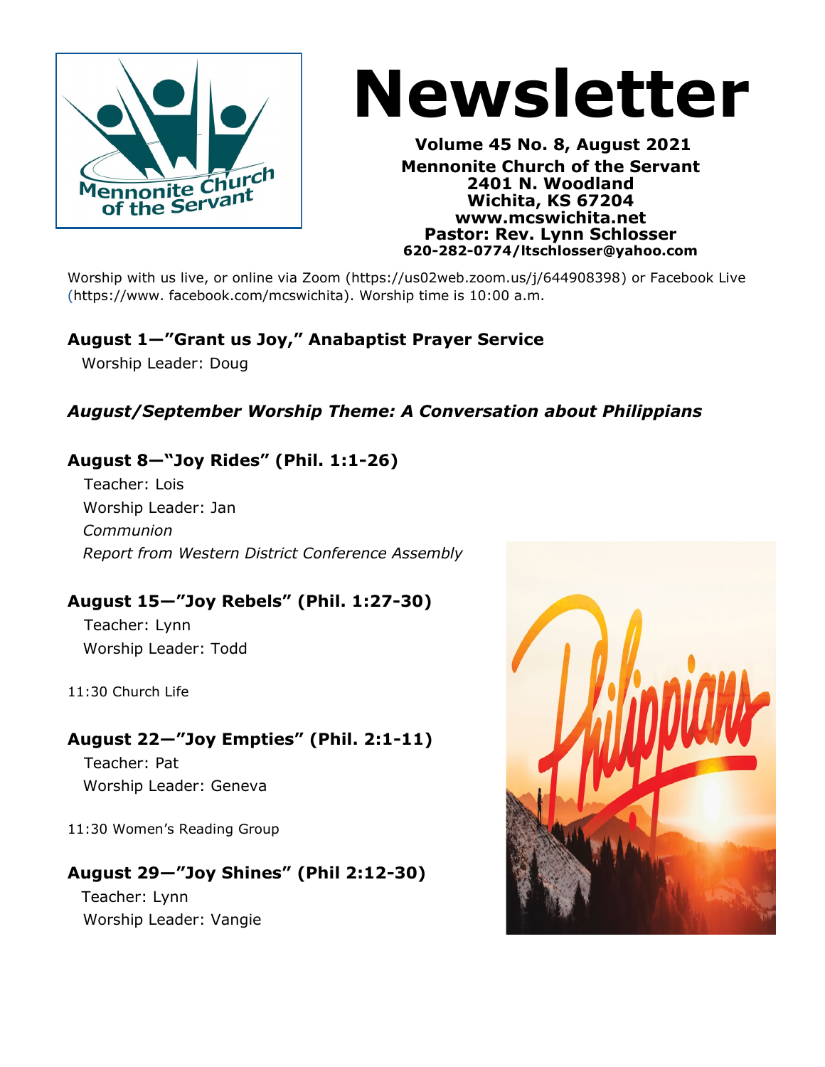# Newsletter

**Volume 45 No. 8, August 2021**
**Mennonite Church of the Servant**
**2401 N. Woodland**
**Wichita, KS 67204**
**www.mcswichita.net**
**Pastor: Rev. Lynn Schlosser**
**620-282-0774/ltschlosser@yahoo.com**

Worship with us live, or online via Zoom (https://us02web.zoom.us/j/644908398) or Facebook Live (https://www.facebook.com/mcswichita). Worship time is 10:00 a.m.

### August 1—"Grant us Joy," Anabaptist Prayer Service

Worship Leader: Doug

### *August/September Worship Theme: A Conversation about Philippians*

### August 8—"Joy Rides" (Phil. 1:1-26)

Teacher: Lois
Worship Leader: Jan
*Communion*
*Report from Western District Conference Assembly*

### August 15—"Joy Rebels" (Phil. 1:27-30)

Teacher: Lynn
Worship Leader: Todd

11:30 Church Life

### August 22—"Joy Empties" (Phil. 2:1-11)

Teacher: Pat
Worship Leader: Geneva

11:30 Women's Reading Group

### August 29—"Joy Shines" (Phil 2:12-30)

Teacher: Lynn
Worship Leader: Vangie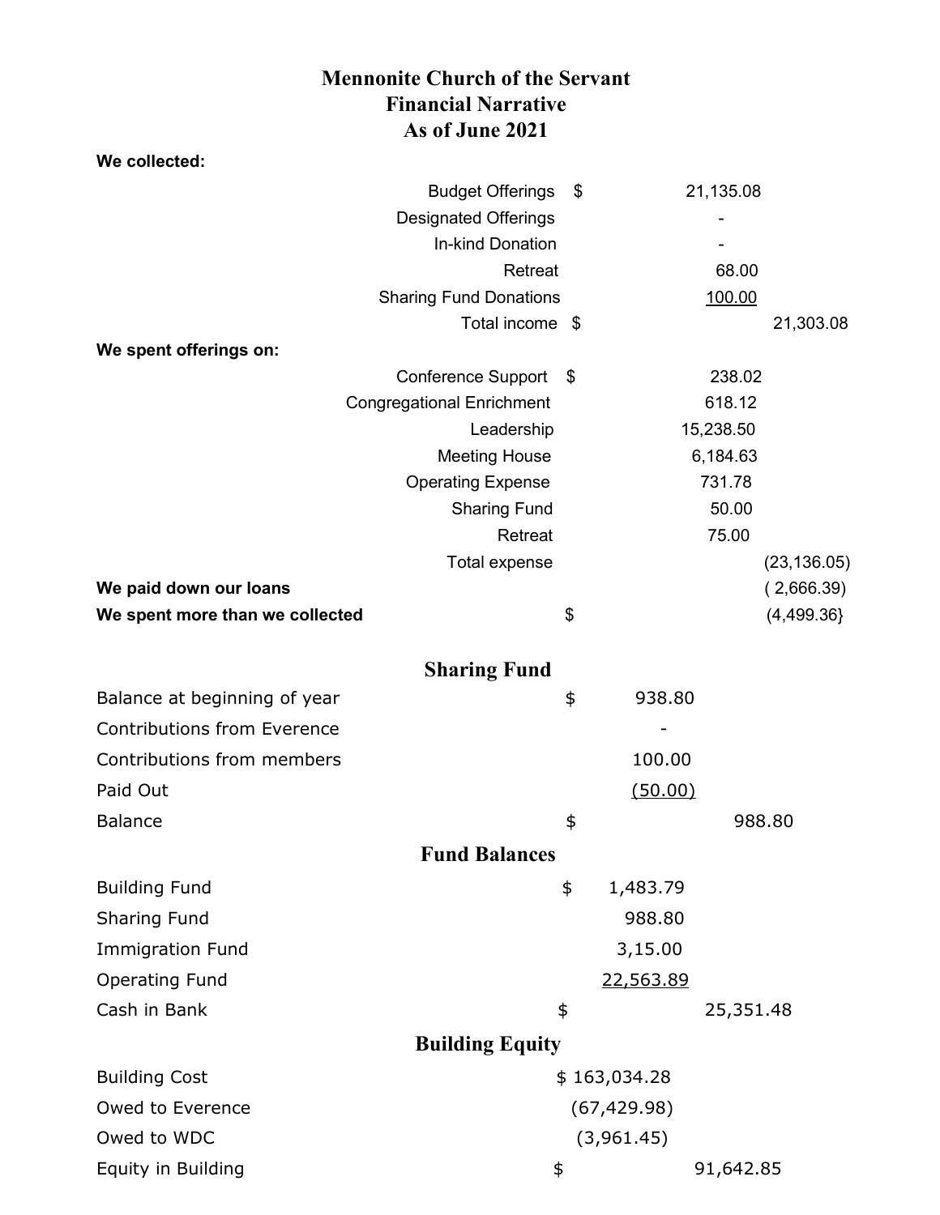# Mennonite Church of the Servant
## Financial Narrative
## As of June 2021

**We collected:**

| | | |
|---|---|---|
| Budget Offerings | $ 21,135.08 | |
| Designated Offerings | - | |
| In-kind Donation | - | |
| Retreat | 68.00 | |
| Sharing Fund Donations | 100.00 | |
| Total income | | $ 21,303.08 |

**We spent offerings on:**

| | | |
|---|---|---|
| Conference Support | $ 238.02 | |
| Congregational Enrichment | 618.12 | |
| Leadership | 15,238.50 | |
| Meeting House | 6,184.63 | |
| Operating Expense | 731.78 | |
| Sharing Fund | 50.00 | |
| Retreat | 75.00 | |
| Total expense | | (23,136.05) |
| **We paid down our loans** | | ( 2,666.39) |
| **We spent more than we collected** | $ | (4,499.36} |

## Sharing Fund

| | | |
|---|---|---|
| Balance at beginning of year | $ 938.80 | |
| Contributions from Everence | - | |
| Contributions from members | 100.00 | |
| Paid Out | (50.00) | |
| Balance | | $ 988.80 |

## Fund Balances

| | | |
|---|---|---|
| Building Fund | $ 1,483.79 | |
| Sharing Fund | 988.80 | |
| Immigration Fund | 3,15.00 | |
| Operating Fund | 22,563.89 | |
| Cash in Bank | | $ 25,351.48 |

## Building Equity

| | | |
|---|---|---|
| Building Cost | $ 163,034.28 | |
| Owed to Everence | (67,429.98) | |
| Owed to WDC | (3,961.45) | |
| Equity in Building | | $ 91,642.85 |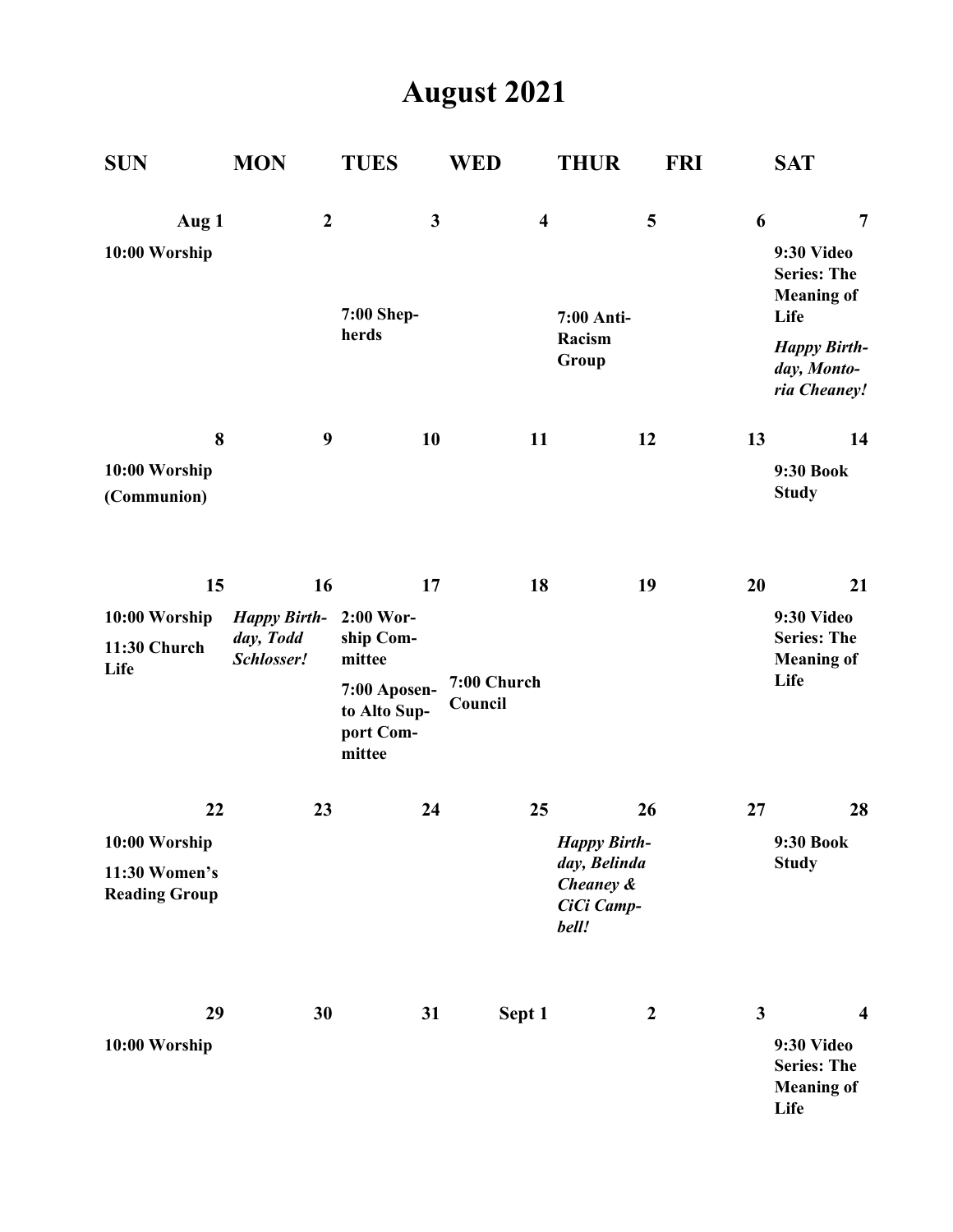# August 2021

| SUN | MON | TUES | WED | THUR | FRI | SAT |
|---|---|---|---|---|---|---|
| **Aug 1**<br>**10:00 Worship** | **2** | **3**<br>**7:00 Shepherds** | **4** | **5**<br>**7:00 Anti-Racism Group** | **6** | **7**<br>**9:30 Video Series: The Meaning of Life**<br>***Happy Birthday, Montoria Cheaney!*** |
| **8**<br>**10:00 Worship (Communion)** | **9** | **10** | **11** | **12** | **13** | **14**<br>**9:30 Book Study** |
| **15**<br>**10:00 Worship**<br>**11:30 Church Life** | **16**<br>***Happy Birthday, Todd Schlosser!*** | **17**<br>**2:00 Worship Committee**<br>**7:00 Aposento Alto Support Committee** | **18**<br>**7:00 Church Council** | **19** | **20** | **21**<br>**9:30 Video Series: The Meaning of Life** |
| **22**<br>**10:00 Worship**<br>**11:30 Women's Reading Group** | **23** | **24** | **25** | **26**<br>***Happy Birthday, Belinda Cheaney & CiCi Campbell!*** | **27** | **28**<br>**9:30 Book Study** |
| **29**<br>**10:00 Worship** | **30** | **31** | **Sept 1** | **2** | **3** | **4**<br>**9:30 Video Series: The Meaning of Life** |